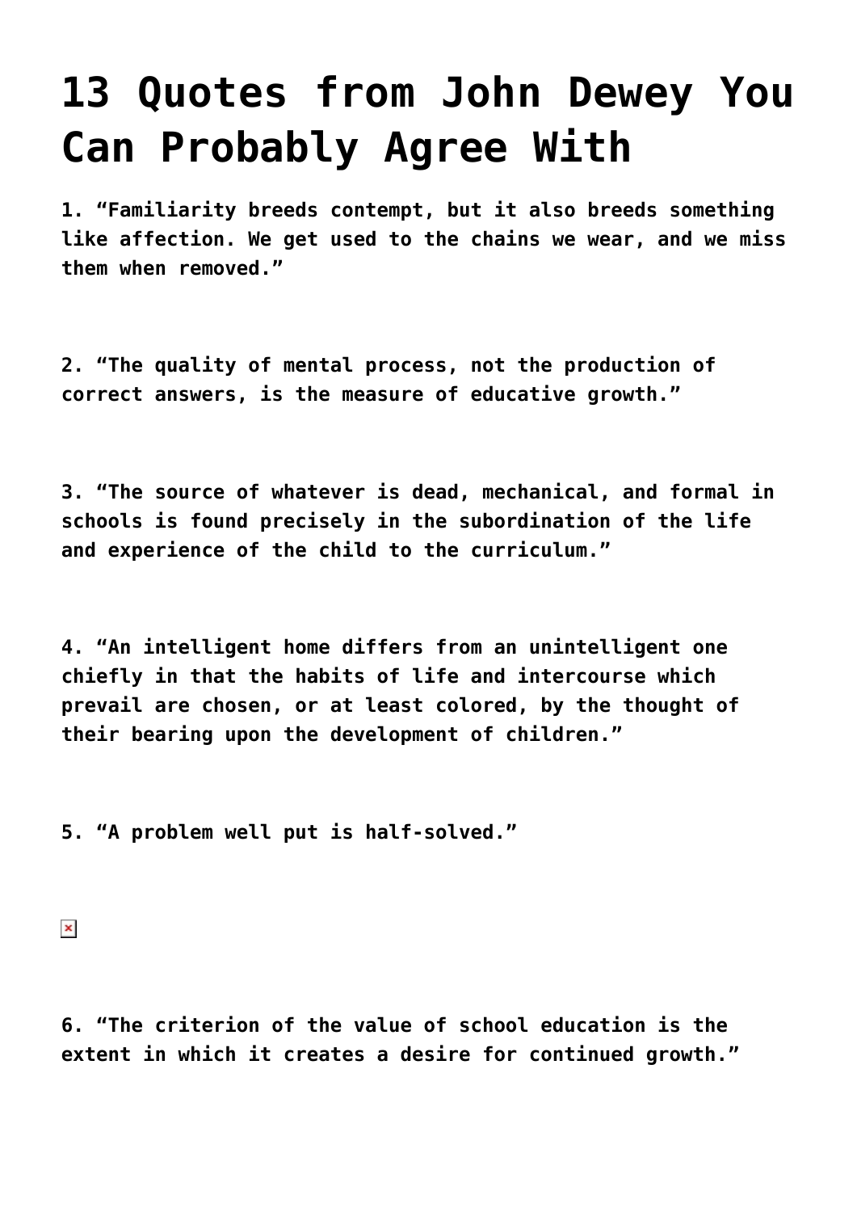# 13 Quotes from John Dewey You Can Probably Agree With

**1. "Familiarity breeds contempt, but it also breeds something like affection. We get used to the chains we wear, and we miss them when removed."**

**2. "The quality of mental process, not the production of correct answers, is the measure of educative growth."**

**3. "The source of whatever is dead, mechanical, and formal in schools is found precisely in the subordination of the life and experience of the child to the curriculum."**

**4. "An intelligent home differs from an unintelligent one chiefly in that the habits of life and intercourse which prevail are chosen, or at least colored, by the thought of their bearing upon the development of children."**

**5. "A problem well put is half-solved."**

**6. "The criterion of the value of school education is the extent in which it creates a desire for continued growth."**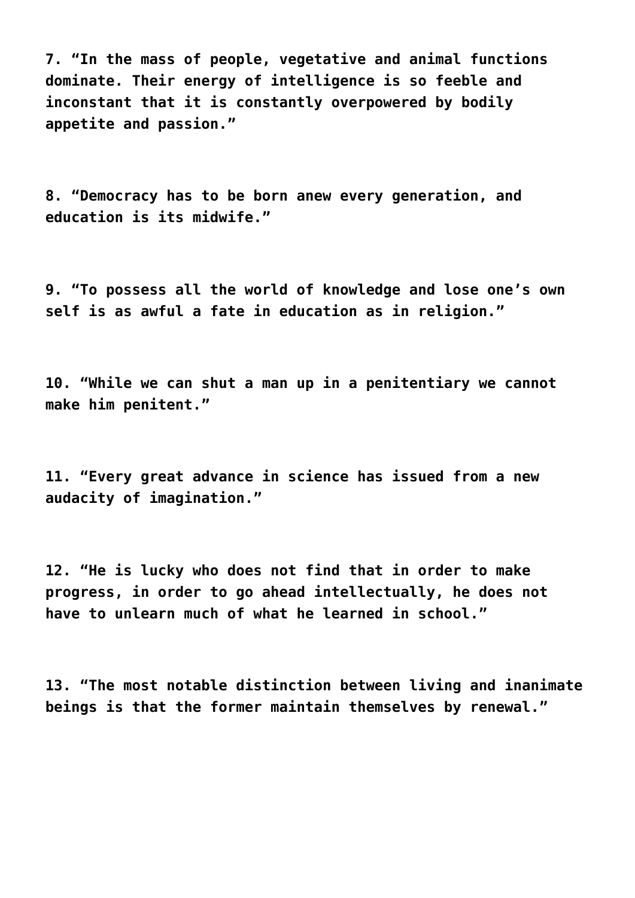**7. “In the mass of people, vegetative and animal functions dominate. Their energy of intelligence is so feeble and inconstant that it is constantly overpowered by bodily appetite and passion.”**

**8. “Democracy has to be born anew every generation, and education is its midwife.”**

**9. “To possess all the world of knowledge and lose one’s own self is as awful a fate in education as in religion.”**

**10. “While we can shut a man up in a penitentiary we cannot make him penitent.”**

**11. “Every great advance in science has issued from a new audacity of imagination.”**

**12. “He is lucky who does not find that in order to make progress, in order to go ahead intellectually, he does not have to unlearn much of what he learned in school.”**

**13. “The most notable distinction between living and inanimate beings is that the former maintain themselves by renewal.”**